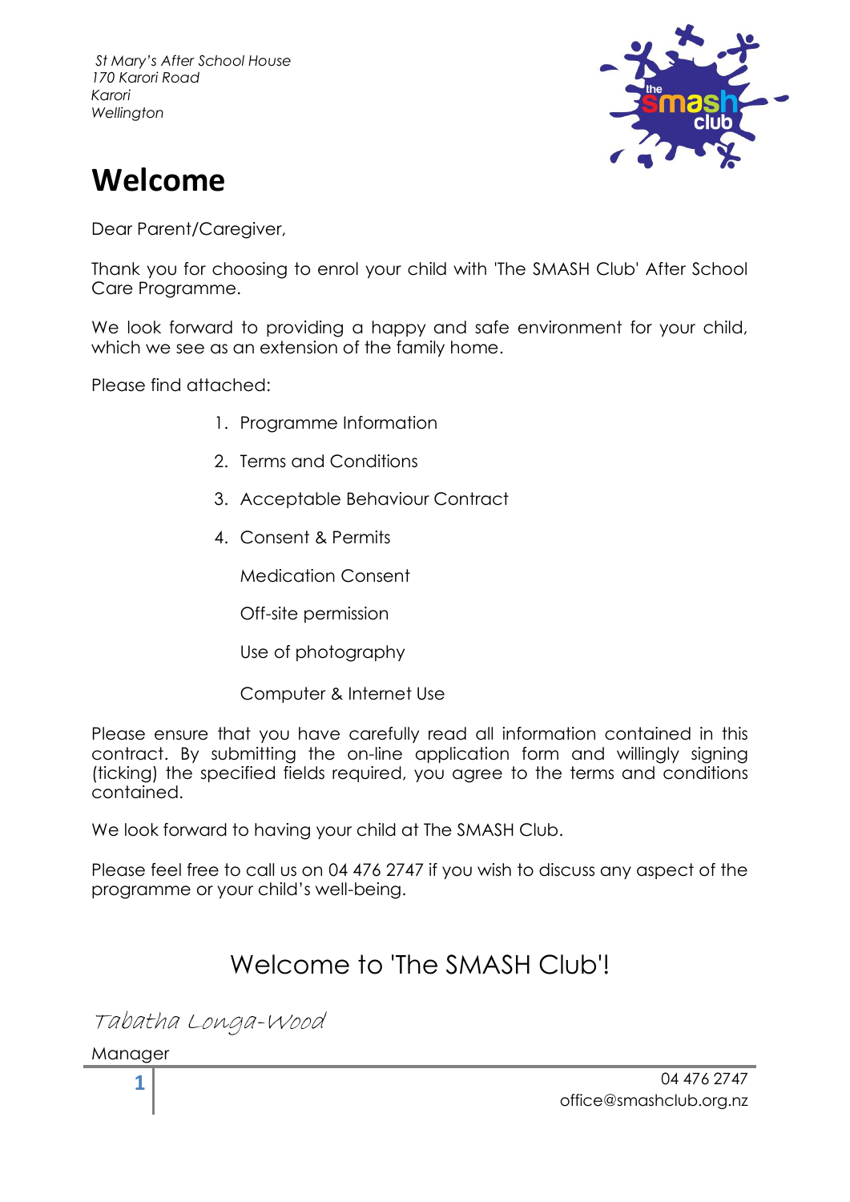*St Mary's After School House*
*170 Karori Road*
*Karori*
*Wellington*

# Welcome

Dear Parent/Caregiver,

Thank you for choosing to enrol your child with 'The SMASH Club' After School Care Programme.

We look forward to providing a happy and safe environment for your child, which we see as an extension of the family home.

Please find attached:

1. Programme Information
2. Terms and Conditions
3. Acceptable Behaviour Contract
4. Consent & Permits

   Medication Consent

   Off-site permission

   Use of photography

   Computer & Internet Use

Please ensure that you have carefully read all information contained in this contract. By submitting the on-line application form and willingly signing (ticking) the specified fields required, you agree to the terms and conditions contained.

We look forward to having your child at The SMASH Club.

Please feel free to call us on 04 476 2747 if you wish to discuss any aspect of the programme or your child's well-being.

## Welcome to 'The SMASH Club'!

*Tabatha Longa-Wood*

Manager

04 476 2747
office@smashclub.org.nz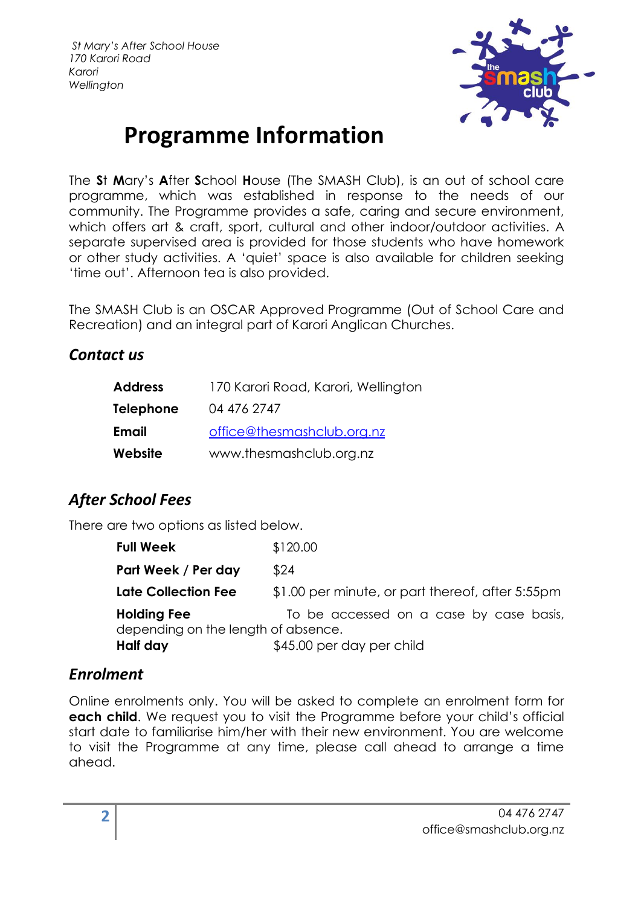*St Mary's After School House*
*170 Karori Road*
*Karori*
*Wellington*

# Programme Information

The **S**t **M**ary's **A**fter **S**chool **H**ouse (The SMASH Club), is an out of school care programme, which was established in response to the needs of our community. The Programme provides a safe, caring and secure environment, which offers art & craft, sport, cultural and other indoor/outdoor activities. A separate supervised area is provided for those students who have homework or other study activities. A 'quiet' space is also available for children seeking 'time out'. Afternoon tea is also provided.

The SMASH Club is an OSCAR Approved Programme (Out of School Care and Recreation) and an integral part of Karori Anglican Churches.

## *Contact us*

| | |
|---|---|
| **Address** | 170 Karori Road, Karori, Wellington |
| **Telephone** | 04 476 2747 |
| **Email** | office@thesmashclub.org.nz |
| **Website** | www.thesmashclub.org.nz |

## *After School Fees*

There are two options as listed below.

| | |
|---|---|
| **Full Week** | $120.00 |
| **Part Week / Per day** | $24 |
| **Late Collection Fee** | $1.00 per minute, or part thereof, after 5:55pm |
| **Holding Fee** | To be accessed on a case by case basis, depending on the length of absence. |
| **Half day** | $45.00 per day per child |

## *Enrolment*

Online enrolments only. You will be asked to complete an enrolment form for **each child**. We request you to visit the Programme before your child's official start date to familiarise him/her with their new environment. You are welcome to visit the Programme at any time, please call ahead to arrange a time ahead.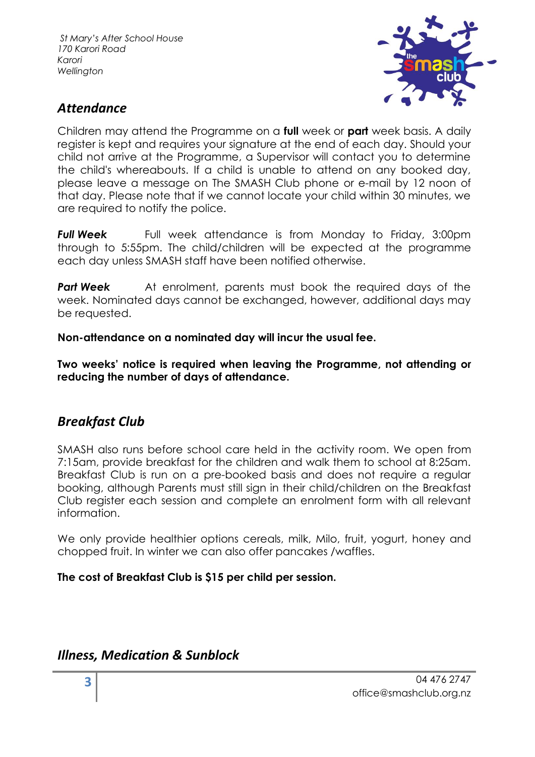*St Mary's After School House*
*170 Karori Road*
*Karori*
*Wellington*

## *Attendance*

Children may attend the Programme on a **full** week or **part** week basis. A daily register is kept and requires your signature at the end of each day. Should your child not arrive at the Programme, a Supervisor will contact you to determine the child's whereabouts. If a child is unable to attend on any booked day, please leave a message on The SMASH Club phone or e-mail by 12 noon of that day. Please note that if we cannot locate your child within 30 minutes, we are required to notify the police.

***Full Week*** Full week attendance is from Monday to Friday, 3:00pm through to 5:55pm. The child/children will be expected at the programme each day unless SMASH staff have been notified otherwise.

***Part Week*** At enrolment, parents must book the required days of the week. Nominated days cannot be exchanged, however, additional days may be requested.

**Non-attendance on a nominated day will incur the usual fee.**

**Two weeks' notice is required when leaving the Programme, not attending or reducing the number of days of attendance.**

## *Breakfast Club*

SMASH also runs before school care held in the activity room. We open from 7:15am, provide breakfast for the children and walk them to school at 8:25am. Breakfast Club is run on a pre-booked basis and does not require a regular booking, although Parents must still sign in their child/children on the Breakfast Club register each session and complete an enrolment form with all relevant information.

We only provide healthier options cereals, milk, Milo, fruit, yogurt, honey and chopped fruit. In winter we can also offer pancakes /waffles.

**The cost of Breakfast Club is $15 per child per session.**

## *Illness, Medication & Sunblock*

04 476 2747
office@smashclub.org.nz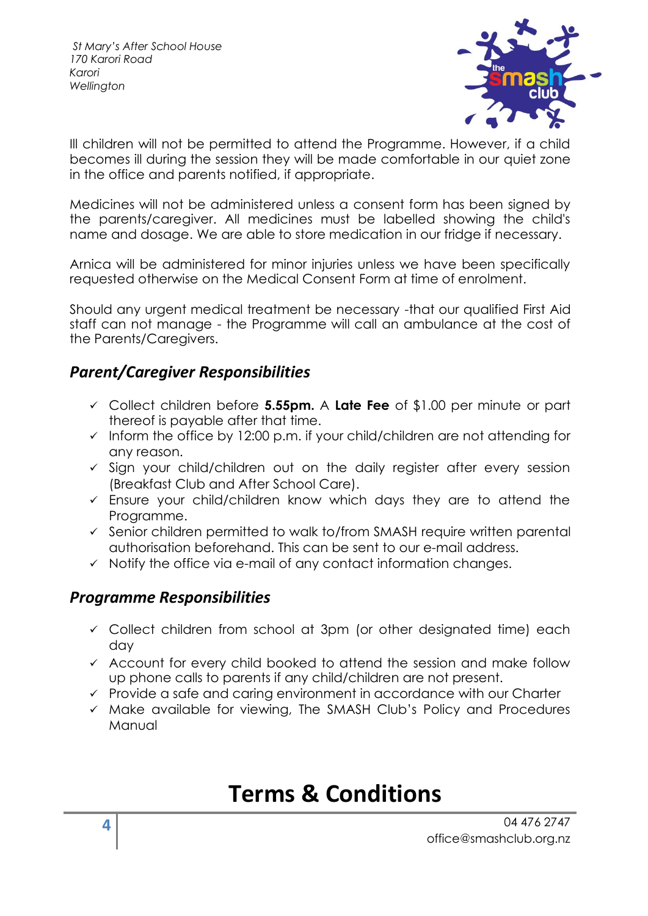Ill children will not be permitted to attend the Programme. However, if a child becomes ill during the session they will be made comfortable in our quiet zone in the office and parents notified, if appropriate.

Medicines will not be administered unless a consent form has been signed by the parents/caregiver. All medicines must be labelled showing the child's name and dosage. We are able to store medication in our fridge if necessary.

Arnica will be administered for minor injuries unless we have been specifically requested otherwise on the Medical Consent Form at time of enrolment.

Should any urgent medical treatment be necessary -that our qualified First Aid staff can not manage - the Programme will call an ambulance at the cost of the Parents/Caregivers.

## *Parent/Caregiver Responsibilities*

- ✓ Collect children before **5.55pm.** A **Late Fee** of $1.00 per minute or part thereof is payable after that time.
- ✓ Inform the office by 12:00 p.m. if your child/children are not attending for any reason.
- ✓ Sign your child/children out on the daily register after every session (Breakfast Club and After School Care).
- ✓ Ensure your child/children know which days they are to attend the Programme.
- ✓ Senior children permitted to walk to/from SMASH require written parental authorisation beforehand. This can be sent to our e-mail address.
- ✓ Notify the office via e-mail of any contact information changes.

## *Programme Responsibilities*

- ✓ Collect children from school at 3pm (or other designated time) each day
- ✓ Account for every child booked to attend the session and make follow up phone calls to parents if any child/children are not present.
- ✓ Provide a safe and caring environment in accordance with our Charter
- ✓ Make available for viewing, The SMASH Club's Policy and Procedures Manual

# Terms & Conditions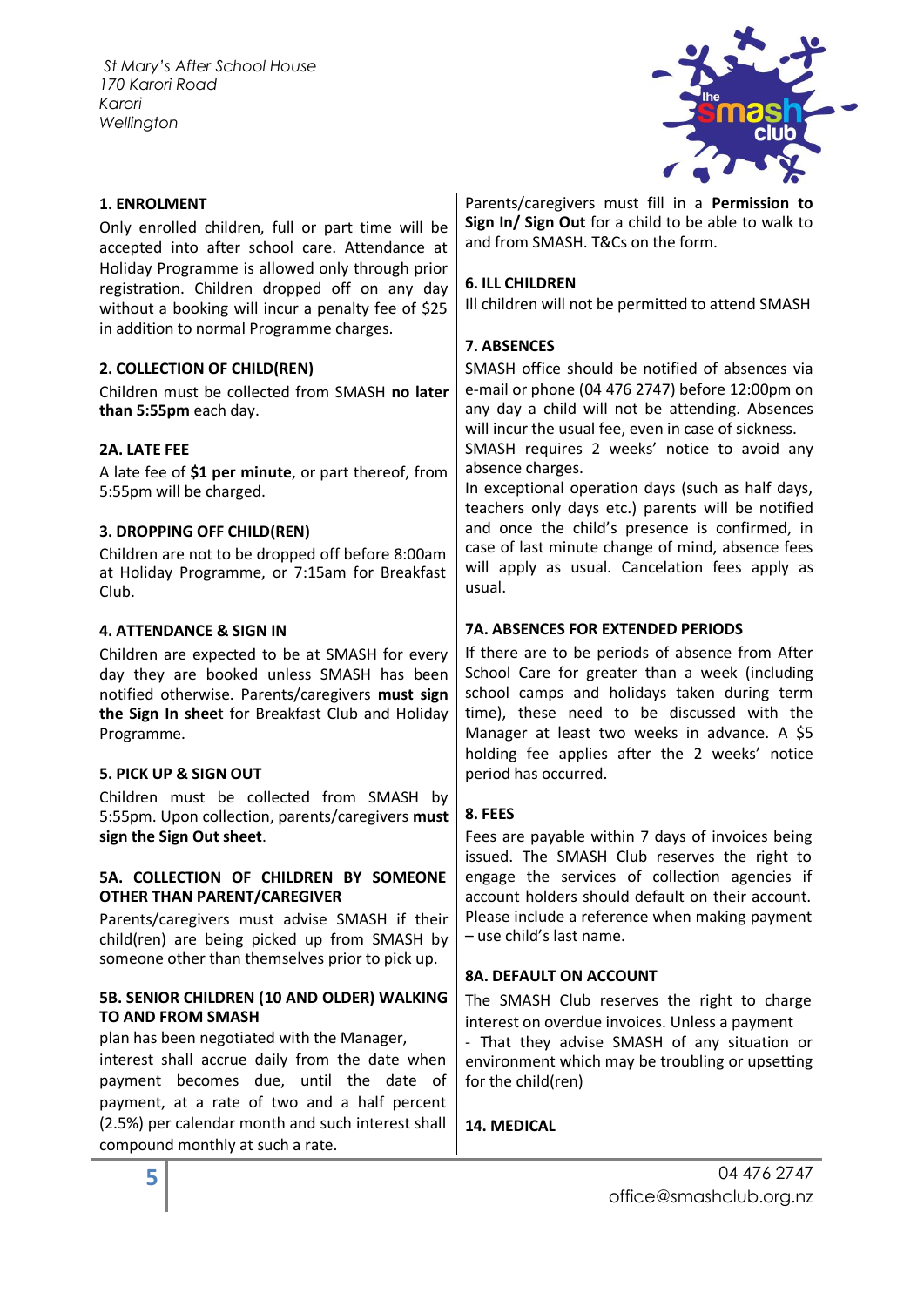*St Mary's After School House*
*170 Karori Road*
*Karori*
*Wellington*

### 1. ENROLMENT

Only enrolled children, full or part time will be accepted into after school care. Attendance at Holiday Programme is allowed only through prior registration. Children dropped off on any day without a booking will incur a penalty fee of $25 in addition to normal Programme charges.

### 2. COLLECTION OF CHILD(REN)

Children must be collected from SMASH **no later than 5:55pm** each day.

### 2A. LATE FEE

A late fee of **$1 per minute**, or part thereof, from 5:55pm will be charged.

### 3. DROPPING OFF CHILD(REN)

Children are not to be dropped off before 8:00am at Holiday Programme, or 7:15am for Breakfast Club.

### 4. ATTENDANCE & SIGN IN

Children are expected to be at SMASH for every day they are booked unless SMASH has been notified otherwise. Parents/caregivers **must sign the Sign In shee**t for Breakfast Club and Holiday Programme.

### 5. PICK UP & SIGN OUT

Children must be collected from SMASH by 5:55pm. Upon collection, parents/caregivers **must sign the Sign Out sheet**.

### 5A. COLLECTION OF CHILDREN BY SOMEONE OTHER THAN PARENT/CAREGIVER

Parents/caregivers must advise SMASH if their child(ren) are being picked up from SMASH by someone other than themselves prior to pick up.

### 5B. SENIOR CHILDREN (10 AND OLDER) WALKING TO AND FROM SMASH

plan has been negotiated with the Manager, interest shall accrue daily from the date when payment becomes due, until the date of payment, at a rate of two and a half percent (2.5%) per calendar month and such interest shall compound monthly at such a rate.

Parents/caregivers must fill in a **Permission to Sign In/ Sign Out** for a child to be able to walk to and from SMASH. T&Cs on the form.

### 6. ILL CHILDREN

Ill children will not be permitted to attend SMASH

### 7. ABSENCES

SMASH office should be notified of absences via e-mail or phone (04 476 2747) before 12:00pm on any day a child will not be attending. Absences will incur the usual fee, even in case of sickness.
SMASH requires 2 weeks' notice to avoid any absence charges.
In exceptional operation days (such as half days, teachers only days etc.) parents will be notified and once the child's presence is confirmed, in case of last minute change of mind, absence fees will apply as usual. Cancelation fees apply as usual.

### 7A. ABSENCES FOR EXTENDED PERIODS

If there are to be periods of absence from After School Care for greater than a week (including school camps and holidays taken during term time), these need to be discussed with the Manager at least two weeks in advance. A $5 holding fee applies after the 2 weeks' notice period has occurred.

### 8. FEES

Fees are payable within 7 days of invoices being issued. The SMASH Club reserves the right to engage the services of collection agencies if account holders should default on their account. Please include a reference when making payment – use child's last name.

### 8A. DEFAULT ON ACCOUNT

The SMASH Club reserves the right to charge interest on overdue invoices. Unless a payment

- That they advise SMASH of any situation or environment which may be troubling or upsetting for the child(ren)

### 14. MEDICAL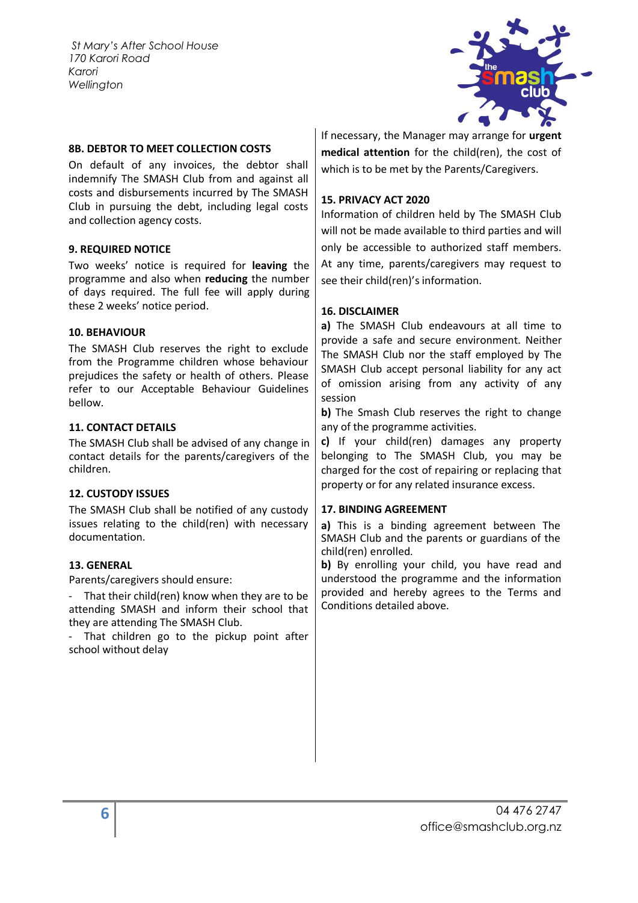*St Mary's After School House*
*170 Karori Road*
*Karori*
*Wellington*

### 8B. DEBTOR TO MEET COLLECTION COSTS

On default of any invoices, the debtor shall indemnify The SMASH Club from and against all costs and disbursements incurred by The SMASH Club in pursuing the debt, including legal costs and collection agency costs.

### 9. REQUIRED NOTICE

Two weeks' notice is required for **leaving** the programme and also when **reducing** the number of days required. The full fee will apply during these 2 weeks' notice period.

### 10. BEHAVIOUR

The SMASH Club reserves the right to exclude from the Programme children whose behaviour prejudices the safety or health of others. Please refer to our Acceptable Behaviour Guidelines bellow.

### 11. CONTACT DETAILS

The SMASH Club shall be advised of any change in contact details for the parents/caregivers of the children.

### 12. CUSTODY ISSUES

The SMASH Club shall be notified of any custody issues relating to the child(ren) with necessary documentation.

### 13. GENERAL

Parents/caregivers should ensure:

- That their child(ren) know when they are to be attending SMASH and inform their school that they are attending The SMASH Club.
- That children go to the pickup point after school without delay

If necessary, the Manager may arrange for **urgent medical attention** for the child(ren), the cost of which is to be met by the Parents/Caregivers.

### 15. PRIVACY ACT 2020

Information of children held by The SMASH Club will not be made available to third parties and will only be accessible to authorized staff members. At any time, parents/caregivers may request to see their child(ren)'s information.

### 16. DISCLAIMER

**a)** The SMASH Club endeavours at all time to provide a safe and secure environment. Neither The SMASH Club nor the staff employed by The SMASH Club accept personal liability for any act of omission arising from any activity of any session

**b)** The Smash Club reserves the right to change any of the programme activities.

**c)** If your child(ren) damages any property belonging to The SMASH Club, you may be charged for the cost of repairing or replacing that property or for any related insurance excess.

### 17. BINDING AGREEMENT

**a)** This is a binding agreement between The SMASH Club and the parents or guardians of the child(ren) enrolled.

**b)** By enrolling your child, you have read and understood the programme and the information provided and hereby agrees to the Terms and Conditions detailed above.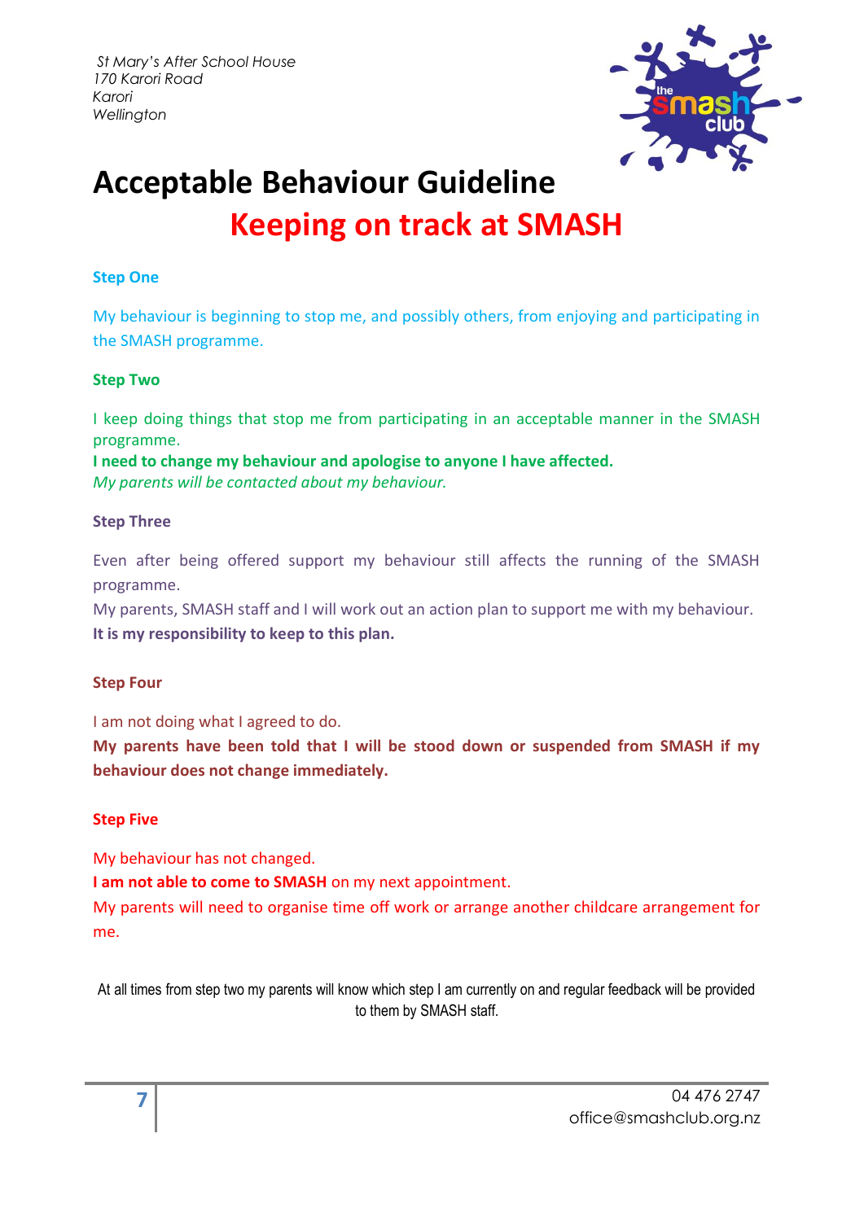*St Mary's After School House*
*170 Karori Road*
*Karori*
*Wellington*

# Acceptable Behaviour Guideline

## Keeping on track at SMASH

### Step One

My behaviour is beginning to stop me, and possibly others, from enjoying and participating in the SMASH programme.

### Step Two

I keep doing things that stop me from participating in an acceptable manner in the SMASH programme.
**I need to change my behaviour and apologise to anyone I have affected.**
*My parents will be contacted about my behaviour.*

### Step Three

Even after being offered support my behaviour still affects the running of the SMASH programme.
My parents, SMASH staff and I will work out an action plan to support me with my behaviour.
**It is my responsibility to keep to this plan.**

### Step Four

I am not doing what I agreed to do.
**My parents have been told that I will be stood down or suspended from SMASH if my behaviour does not change immediately.**

### Step Five

My behaviour has not changed.
**I am not able to come to SMASH** on my next appointment.
My parents will need to organise time off work or arrange another childcare arrangement for me.

At all times from step two my parents will know which step I am currently on and regular feedback will be provided to them by SMASH staff.

04 476 2747
office@smashclub.org.nz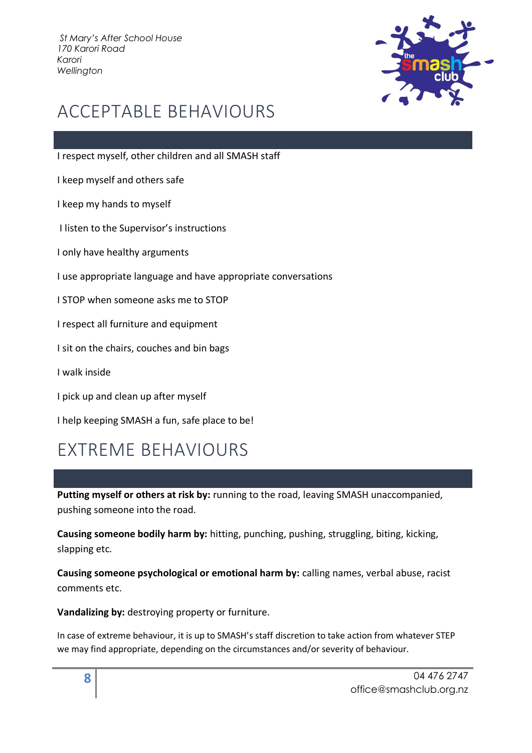St Mary's After School House
170 Karori Road
Karori
Wellington

# ACCEPTABLE BEHAVIOURS

I respect myself, other children and all SMASH staff

I keep myself and others safe

I keep my hands to myself

I listen to the Supervisor's instructions

I only have healthy arguments

I use appropriate language and have appropriate conversations

I STOP when someone asks me to STOP

I respect all furniture and equipment

I sit on the chairs, couches and bin bags

I walk inside

I pick up and clean up after myself

I help keeping SMASH a fun, safe place to be!

# EXTREME BEHAVIOURS

**Putting myself or others at risk by:** running to the road, leaving SMASH unaccompanied, pushing someone into the road.

**Causing someone bodily harm by:** hitting, punching, pushing, struggling, biting, kicking, slapping etc.

**Causing someone psychological or emotional harm by:** calling names, verbal abuse, racist comments etc.

**Vandalizing by:** destroying property or furniture.

In case of extreme behaviour, it is up to SMASH's staff discretion to take action from whatever STEP we may find appropriate, depending on the circumstances and/or severity of behaviour.

04 476 2747
office@smashclub.org.nz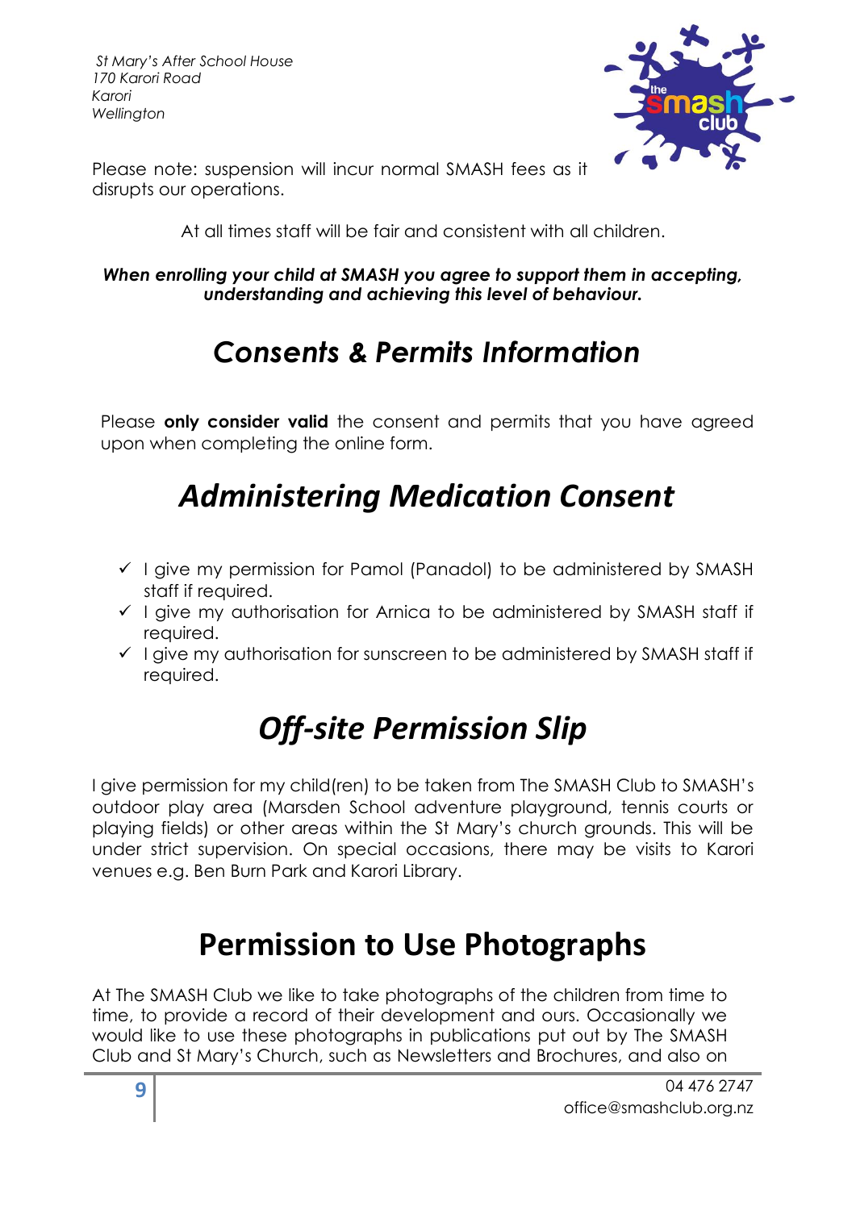*St Mary's After School House*
*170 Karori Road*
*Karori*
*Wellington*

Please note: suspension will incur normal SMASH fees as it disrupts our operations.

At all times staff will be fair and consistent with all children.

***When enrolling your child at SMASH you agree to support them in accepting, understanding and achieving this level of behaviour.***

# *Consents & Permits Information*

Please **only consider valid** the consent and permits that you have agreed upon when completing the online form.

# *Administering Medication Consent*

- ✓ I give my permission for Pamol (Panadol) to be administered by SMASH staff if required.
- ✓ I give my authorisation for Arnica to be administered by SMASH staff if required.
- ✓ I give my authorisation for sunscreen to be administered by SMASH staff if required.

# *Off-site Permission Slip*

I give permission for my child(ren) to be taken from The SMASH Club to SMASH's outdoor play area (Marsden School adventure playground, tennis courts or playing fields) or other areas within the St Mary's church grounds. This will be under strict supervision. On special occasions, there may be visits to Karori venues e.g. Ben Burn Park and Karori Library.

# Permission to Use Photographs

At The SMASH Club we like to take photographs of the children from time to time, to provide a record of their development and ours. Occasionally we would like to use these photographs in publications put out by The SMASH Club and St Mary's Church, such as Newsletters and Brochures, and also on

04 476 2747
office@smashclub.org.nz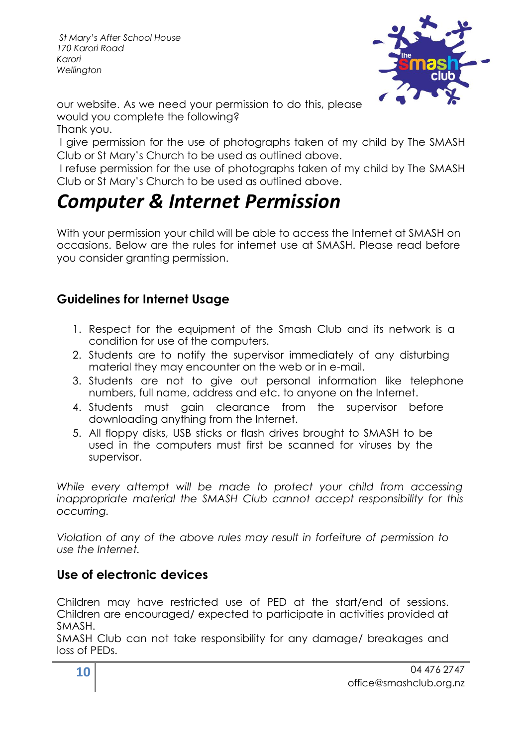St Mary's After School House
170 Karori Road
Karori
Wellington

our website. As we need your permission to do this, please would you complete the following?
Thank you.

I give permission for the use of photographs taken of my child by The SMASH Club or St Mary's Church to be used as outlined above.

I refuse permission for the use of photographs taken of my child by The SMASH Club or St Mary's Church to be used as outlined above.

# *Computer & Internet Permission*

With your permission your child will be able to access the Internet at SMASH on occasions. Below are the rules for internet use at SMASH. Please read before you consider granting permission.

## Guidelines for Internet Usage

1. Respect for the equipment of the Smash Club and its network is a condition for use of the computers.
2. Students are to notify the supervisor immediately of any disturbing material they may encounter on the web or in e-mail.
3. Students are not to give out personal information like telephone numbers, full name, address and etc. to anyone on the Internet.
4. Students must gain clearance from the supervisor before downloading anything from the Internet.
5. All floppy disks, USB sticks or flash drives brought to SMASH to be used in the computers must first be scanned for viruses by the supervisor.

*While every attempt will be made to protect your child from accessing inappropriate material the SMASH Club cannot accept responsibility for this occurring.*

*Violation of any of the above rules may result in forfeiture of permission to use the Internet.*

## Use of electronic devices

Children may have restricted use of PED at the start/end of sessions. Children are encouraged/ expected to participate in activities provided at SMASH.
SMASH Club can not take responsibility for any damage/ breakages and loss of PEDs.

04 476 2747
office@smashclub.org.nz